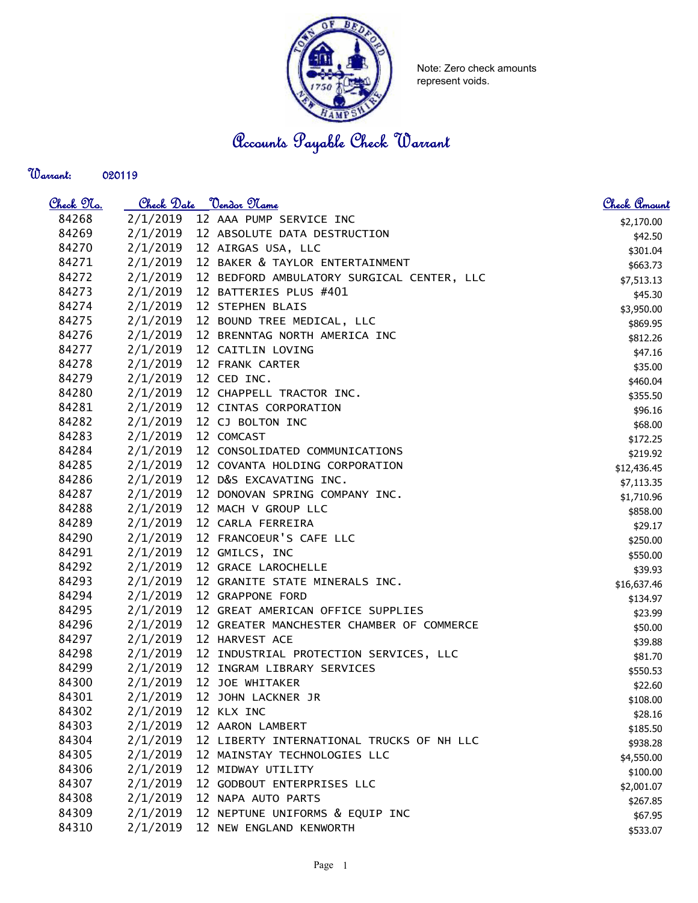Note: Zero check amounts represent voids.

# Accounts Payable Check Warrant

**Warrant:** 020119

| Check No. | Check Date | Vendor Name | Check Amount |
|---|---|---|---|
| 84268 | 2/1/2019 | 12 AAA PUMP SERVICE INC | $2,170.00 |
| 84269 | 2/1/2019 | 12 ABSOLUTE DATA DESTRUCTION | $42.50 |
| 84270 | 2/1/2019 | 12 AIRGAS USA, LLC | $301.04 |
| 84271 | 2/1/2019 | 12 BAKER & TAYLOR ENTERTAINMENT | $663.73 |
| 84272 | 2/1/2019 | 12 BEDFORD AMBULATORY SURGICAL CENTER, LLC | $7,513.13 |
| 84273 | 2/1/2019 | 12 BATTERIES PLUS #401 | $45.30 |
| 84274 | 2/1/2019 | 12 STEPHEN BLAIS | $3,950.00 |
| 84275 | 2/1/2019 | 12 BOUND TREE MEDICAL, LLC | $869.95 |
| 84276 | 2/1/2019 | 12 BRENNTAG NORTH AMERICA INC | $812.26 |
| 84277 | 2/1/2019 | 12 CAITLIN LOVING | $47.16 |
| 84278 | 2/1/2019 | 12 FRANK CARTER | $35.00 |
| 84279 | 2/1/2019 | 12 CED INC. | $460.04 |
| 84280 | 2/1/2019 | 12 CHAPPELL TRACTOR INC. | $355.50 |
| 84281 | 2/1/2019 | 12 CINTAS CORPORATION | $96.16 |
| 84282 | 2/1/2019 | 12 CJ BOLTON INC | $68.00 |
| 84283 | 2/1/2019 | 12 COMCAST | $172.25 |
| 84284 | 2/1/2019 | 12 CONSOLIDATED COMMUNICATIONS | $219.92 |
| 84285 | 2/1/2019 | 12 COVANTA HOLDING CORPORATION | $12,436.45 |
| 84286 | 2/1/2019 | 12 D&S EXCAVATING INC. | $7,113.35 |
| 84287 | 2/1/2019 | 12 DONOVAN SPRING COMPANY INC. | $1,710.96 |
| 84288 | 2/1/2019 | 12 MACH V GROUP LLC | $858.00 |
| 84289 | 2/1/2019 | 12 CARLA FERREIRA | $29.17 |
| 84290 | 2/1/2019 | 12 FRANCOEUR'S CAFE LLC | $250.00 |
| 84291 | 2/1/2019 | 12 GMILCS, INC | $550.00 |
| 84292 | 2/1/2019 | 12 GRACE LAROCHELLE | $39.93 |
| 84293 | 2/1/2019 | 12 GRANITE STATE MINERALS INC. | $16,637.46 |
| 84294 | 2/1/2019 | 12 GRAPPONE FORD | $134.97 |
| 84295 | 2/1/2019 | 12 GREAT AMERICAN OFFICE SUPPLIES | $23.99 |
| 84296 | 2/1/2019 | 12 GREATER MANCHESTER CHAMBER OF COMMERCE | $50.00 |
| 84297 | 2/1/2019 | 12 HARVEST ACE | $39.88 |
| 84298 | 2/1/2019 | 12 INDUSTRIAL PROTECTION SERVICES, LLC | $81.70 |
| 84299 | 2/1/2019 | 12 INGRAM LIBRARY SERVICES | $550.53 |
| 84300 | 2/1/2019 | 12 JOE WHITAKER | $22.60 |
| 84301 | 2/1/2019 | 12 JOHN LACKNER JR | $108.00 |
| 84302 | 2/1/2019 | 12 KLX INC | $28.16 |
| 84303 | 2/1/2019 | 12 AARON LAMBERT | $185.50 |
| 84304 | 2/1/2019 | 12 LIBERTY INTERNATIONAL TRUCKS OF NH LLC | $938.28 |
| 84305 | 2/1/2019 | 12 MAINSTAY TECHNOLOGIES LLC | $4,550.00 |
| 84306 | 2/1/2019 | 12 MIDWAY UTILITY | $100.00 |
| 84307 | 2/1/2019 | 12 GODBOUT ENTERPRISES LLC | $2,001.07 |
| 84308 | 2/1/2019 | 12 NAPA AUTO PARTS | $267.85 |
| 84309 | 2/1/2019 | 12 NEPTUNE UNIFORMS & EQUIP INC | $67.95 |
| 84310 | 2/1/2019 | 12 NEW ENGLAND KENWORTH | $533.07 |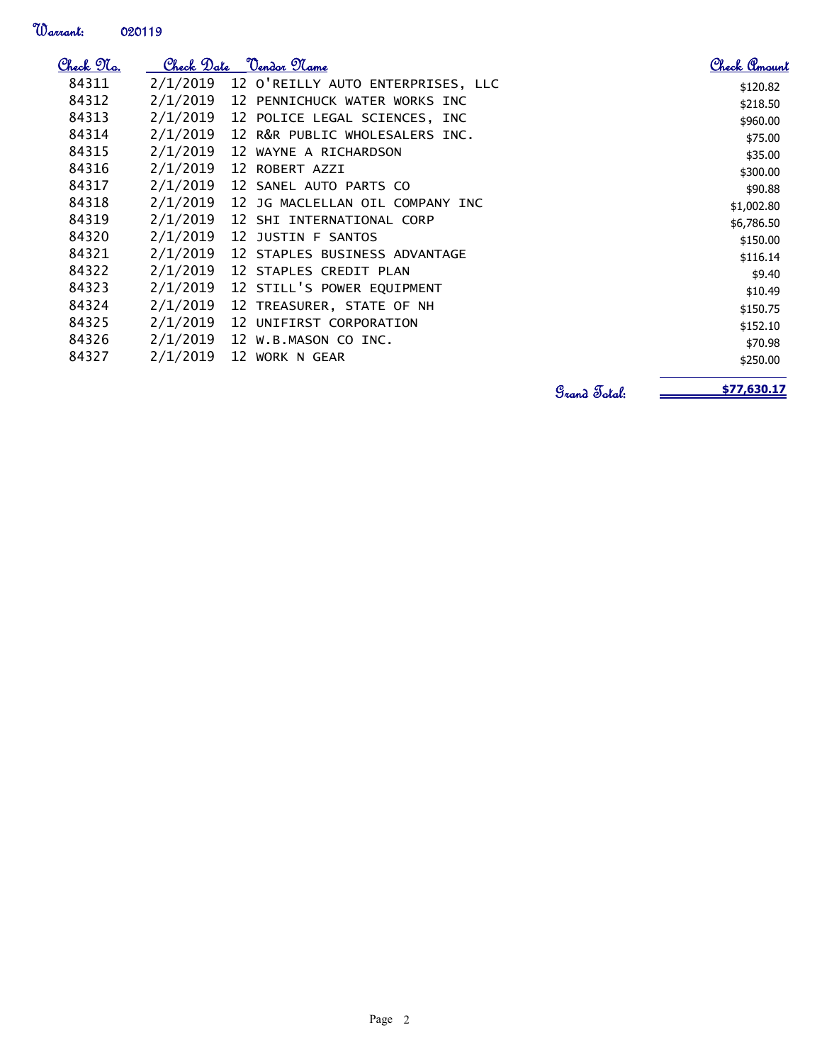Warrant: 020119

| Check No. | Check Date | Vendor Name | Check Amount |
|---|---|---|---|
| 84311 | 2/1/2019 | 12 O'REILLY AUTO ENTERPRISES, LLC | $120.82 |
| 84312 | 2/1/2019 | 12 PENNICHUCK WATER WORKS INC | $218.50 |
| 84313 | 2/1/2019 | 12 POLICE LEGAL SCIENCES, INC | $960.00 |
| 84314 | 2/1/2019 | 12 R&R PUBLIC WHOLESALERS INC. | $75.00 |
| 84315 | 2/1/2019 | 12 WAYNE A RICHARDSON | $35.00 |
| 84316 | 2/1/2019 | 12 ROBERT AZZI | $300.00 |
| 84317 | 2/1/2019 | 12 SANEL AUTO PARTS CO | $90.88 |
| 84318 | 2/1/2019 | 12 JG MACLELLAN OIL COMPANY INC | $1,002.80 |
| 84319 | 2/1/2019 | 12 SHI INTERNATIONAL CORP | $6,786.50 |
| 84320 | 2/1/2019 | 12 JUSTIN F SANTOS | $150.00 |
| 84321 | 2/1/2019 | 12 STAPLES BUSINESS ADVANTAGE | $116.14 |
| 84322 | 2/1/2019 | 12 STAPLES CREDIT PLAN | $9.40 |
| 84323 | 2/1/2019 | 12 STILL'S POWER EQUIPMENT | $10.49 |
| 84324 | 2/1/2019 | 12 TREASURER, STATE OF NH | $150.75 |
| 84325 | 2/1/2019 | 12 UNIFIRST CORPORATION | $152.10 |
| 84326 | 2/1/2019 | 12 W.B.MASON CO INC. | $70.98 |
| 84327 | 2/1/2019 | 12 WORK N GEAR | $250.00 |
| | | Grand Total: | **$77,630.17** |